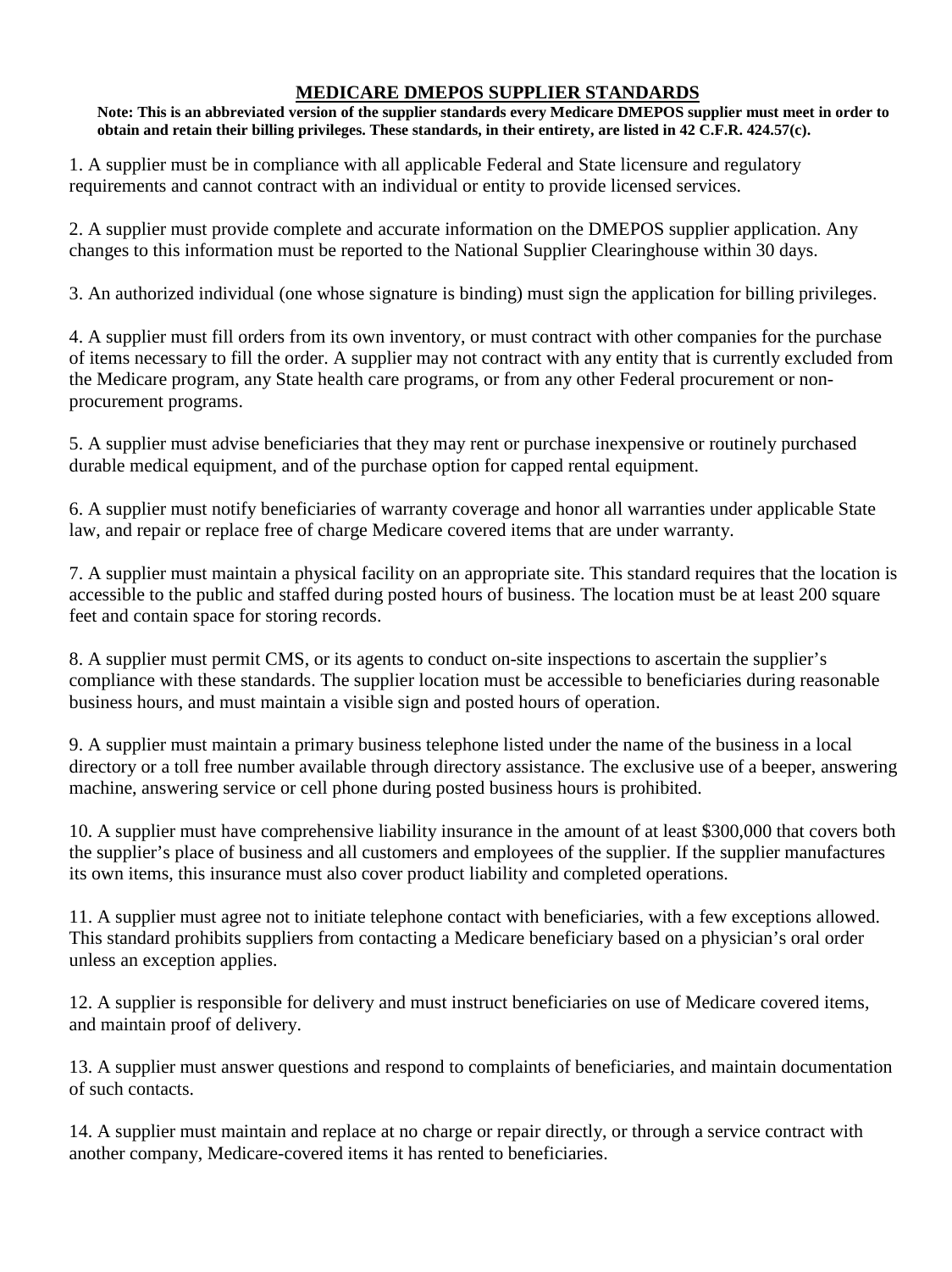# MEDICARE DMEPOS SUPPLIER STANDARDS

**Note: This is an abbreviated version of the supplier standards every Medicare DMEPOS supplier must meet in order to obtain and retain their billing privileges. These standards, in their entirety, are listed in 42 C.F.R. 424.57(c).**

1. A supplier must be in compliance with all applicable Federal and State licensure and regulatory requirements and cannot contract with an individual or entity to provide licensed services.

2. A supplier must provide complete and accurate information on the DMEPOS supplier application. Any changes to this information must be reported to the National Supplier Clearinghouse within 30 days.

3. An authorized individual (one whose signature is binding) must sign the application for billing privileges.

4. A supplier must fill orders from its own inventory, or must contract with other companies for the purchase of items necessary to fill the order. A supplier may not contract with any entity that is currently excluded from the Medicare program, any State health care programs, or from any other Federal procurement or non-procurement programs.

5. A supplier must advise beneficiaries that they may rent or purchase inexpensive or routinely purchased durable medical equipment, and of the purchase option for capped rental equipment.

6. A supplier must notify beneficiaries of warranty coverage and honor all warranties under applicable State law, and repair or replace free of charge Medicare covered items that are under warranty.

7. A supplier must maintain a physical facility on an appropriate site. This standard requires that the location is accessible to the public and staffed during posted hours of business. The location must be at least 200 square feet and contain space for storing records.

8. A supplier must permit CMS, or its agents to conduct on-site inspections to ascertain the supplier's compliance with these standards. The supplier location must be accessible to beneficiaries during reasonable business hours, and must maintain a visible sign and posted hours of operation.

9. A supplier must maintain a primary business telephone listed under the name of the business in a local directory or a toll free number available through directory assistance. The exclusive use of a beeper, answering machine, answering service or cell phone during posted business hours is prohibited.

10. A supplier must have comprehensive liability insurance in the amount of at least $300,000 that covers both the supplier's place of business and all customers and employees of the supplier. If the supplier manufactures its own items, this insurance must also cover product liability and completed operations.

11. A supplier must agree not to initiate telephone contact with beneficiaries, with a few exceptions allowed. This standard prohibits suppliers from contacting a Medicare beneficiary based on a physician's oral order unless an exception applies.

12. A supplier is responsible for delivery and must instruct beneficiaries on use of Medicare covered items, and maintain proof of delivery.

13. A supplier must answer questions and respond to complaints of beneficiaries, and maintain documentation of such contacts.

14. A supplier must maintain and replace at no charge or repair directly, or through a service contract with another company, Medicare-covered items it has rented to beneficiaries.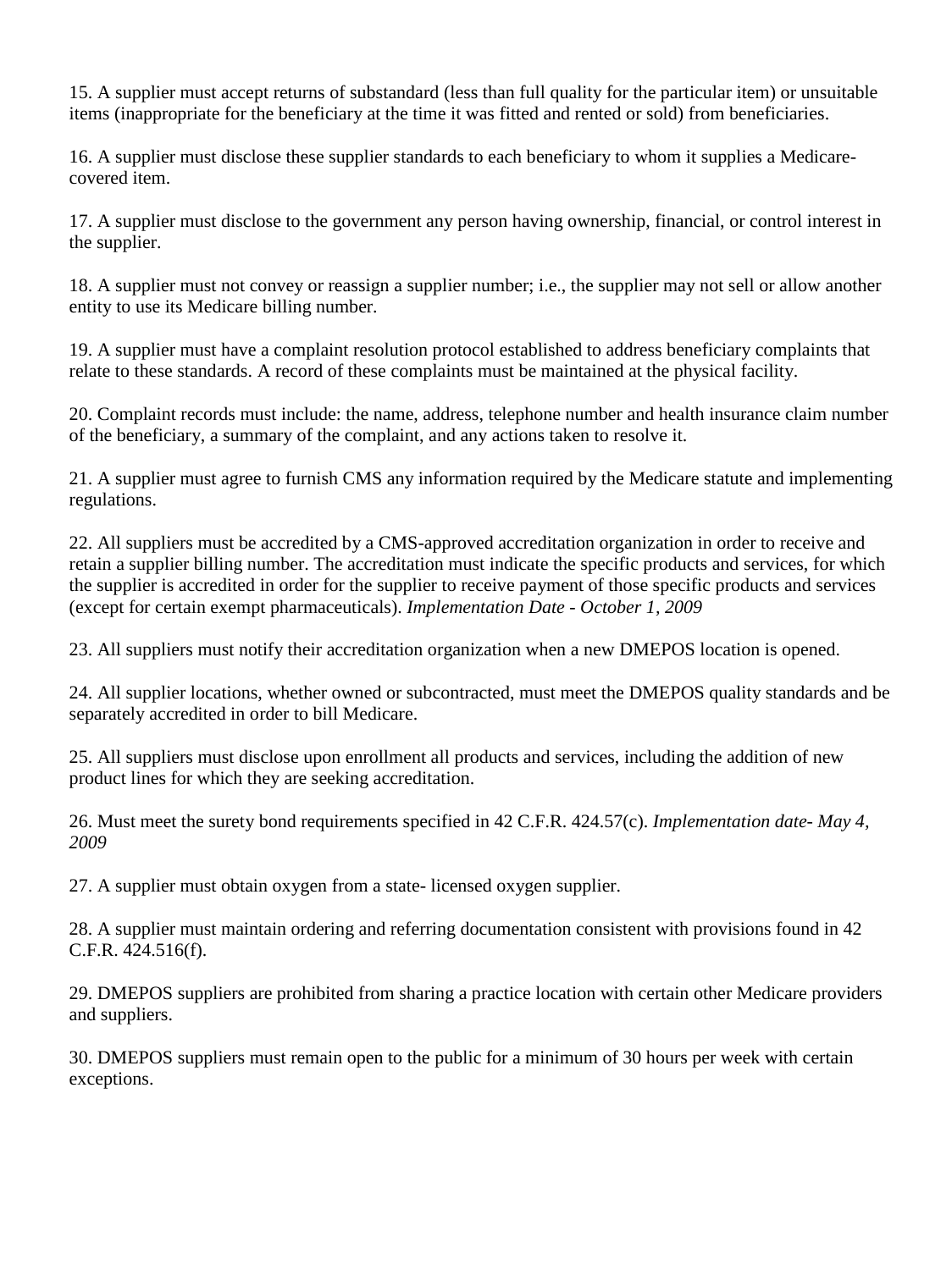15. A supplier must accept returns of substandard (less than full quality for the particular item) or unsuitable items (inappropriate for the beneficiary at the time it was fitted and rented or sold) from beneficiaries.

16. A supplier must disclose these supplier standards to each beneficiary to whom it supplies a Medicare-covered item.

17. A supplier must disclose to the government any person having ownership, financial, or control interest in the supplier.

18. A supplier must not convey or reassign a supplier number; i.e., the supplier may not sell or allow another entity to use its Medicare billing number.

19. A supplier must have a complaint resolution protocol established to address beneficiary complaints that relate to these standards. A record of these complaints must be maintained at the physical facility.

20. Complaint records must include: the name, address, telephone number and health insurance claim number of the beneficiary, a summary of the complaint, and any actions taken to resolve it.

21. A supplier must agree to furnish CMS any information required by the Medicare statute and implementing regulations.

22. All suppliers must be accredited by a CMS-approved accreditation organization in order to receive and retain a supplier billing number. The accreditation must indicate the specific products and services, for which the supplier is accredited in order for the supplier to receive payment of those specific products and services (except for certain exempt pharmaceuticals). *Implementation Date - October 1, 2009*

23. All suppliers must notify their accreditation organization when a new DMEPOS location is opened.

24. All supplier locations, whether owned or subcontracted, must meet the DMEPOS quality standards and be separately accredited in order to bill Medicare.

25. All suppliers must disclose upon enrollment all products and services, including the addition of new product lines for which they are seeking accreditation.

26. Must meet the surety bond requirements specified in 42 C.F.R. 424.57(c). *Implementation date- May 4, 2009*

27. A supplier must obtain oxygen from a state- licensed oxygen supplier.

28. A supplier must maintain ordering and referring documentation consistent with provisions found in 42 C.F.R. 424.516(f).

29. DMEPOS suppliers are prohibited from sharing a practice location with certain other Medicare providers and suppliers.

30. DMEPOS suppliers must remain open to the public for a minimum of 30 hours per week with certain exceptions.